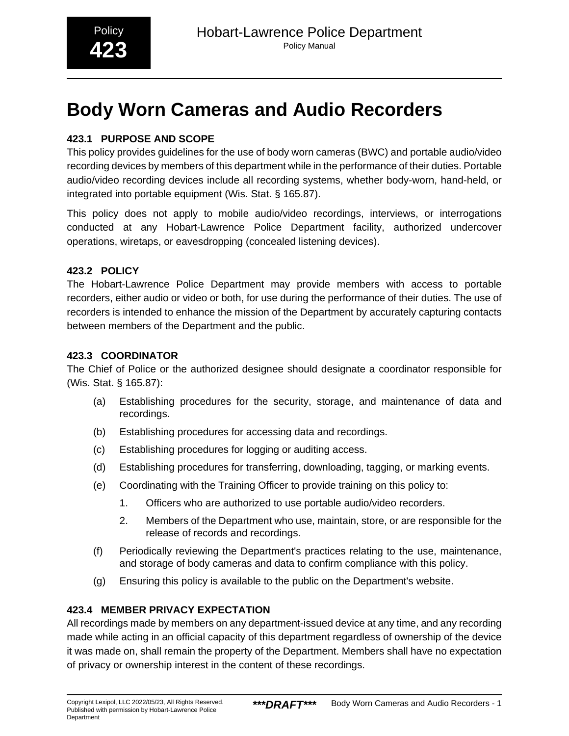# Body Worn Cameras and Audio Recorders

### 423.1 PURPOSE AND SCOPE

This policy provides guidelines for the use of body worn cameras (BWC) and portable audio/video recording devices by members of this department while in the performance of their duties. Portable audio/video recording devices include all recording systems, whether body-worn, hand-held, or integrated into portable equipment (Wis. Stat. § 165.87).

This policy does not apply to mobile audio/video recordings, interviews, or interrogations conducted at any Hobart-Lawrence Police Department facility, authorized undercover operations, wiretaps, or eavesdropping (concealed listening devices).

### 423.2 POLICY

The Hobart-Lawrence Police Department may provide members with access to portable recorders, either audio or video or both, for use during the performance of their duties. The use of recorders is intended to enhance the mission of the Department by accurately capturing contacts between members of the Department and the public.

### 423.3 COORDINATOR

The Chief of Police or the authorized designee should designate a coordinator responsible for (Wis. Stat. § 165.87):

(a) Establishing procedures for the security, storage, and maintenance of data and recordings.

(b) Establishing procedures for accessing data and recordings.

(c) Establishing procedures for logging or auditing access.

(d) Establishing procedures for transferring, downloading, tagging, or marking events.

(e) Coordinating with the Training Officer to provide training on this policy to:

1. Officers who are authorized to use portable audio/video recorders.
2. Members of the Department who use, maintain, store, or are responsible for the release of records and recordings.

(f) Periodically reviewing the Department's practices relating to the use, maintenance, and storage of body cameras and data to confirm compliance with this policy.

(g) Ensuring this policy is available to the public on the Department's website.

### 423.4 MEMBER PRIVACY EXPECTATION

All recordings made by members on any department-issued device at any time, and any recording made while acting in an official capacity of this department regardless of ownership of the device it was made on, shall remain the property of the Department. Members shall have no expectation of privacy or ownership interest in the content of these recordings.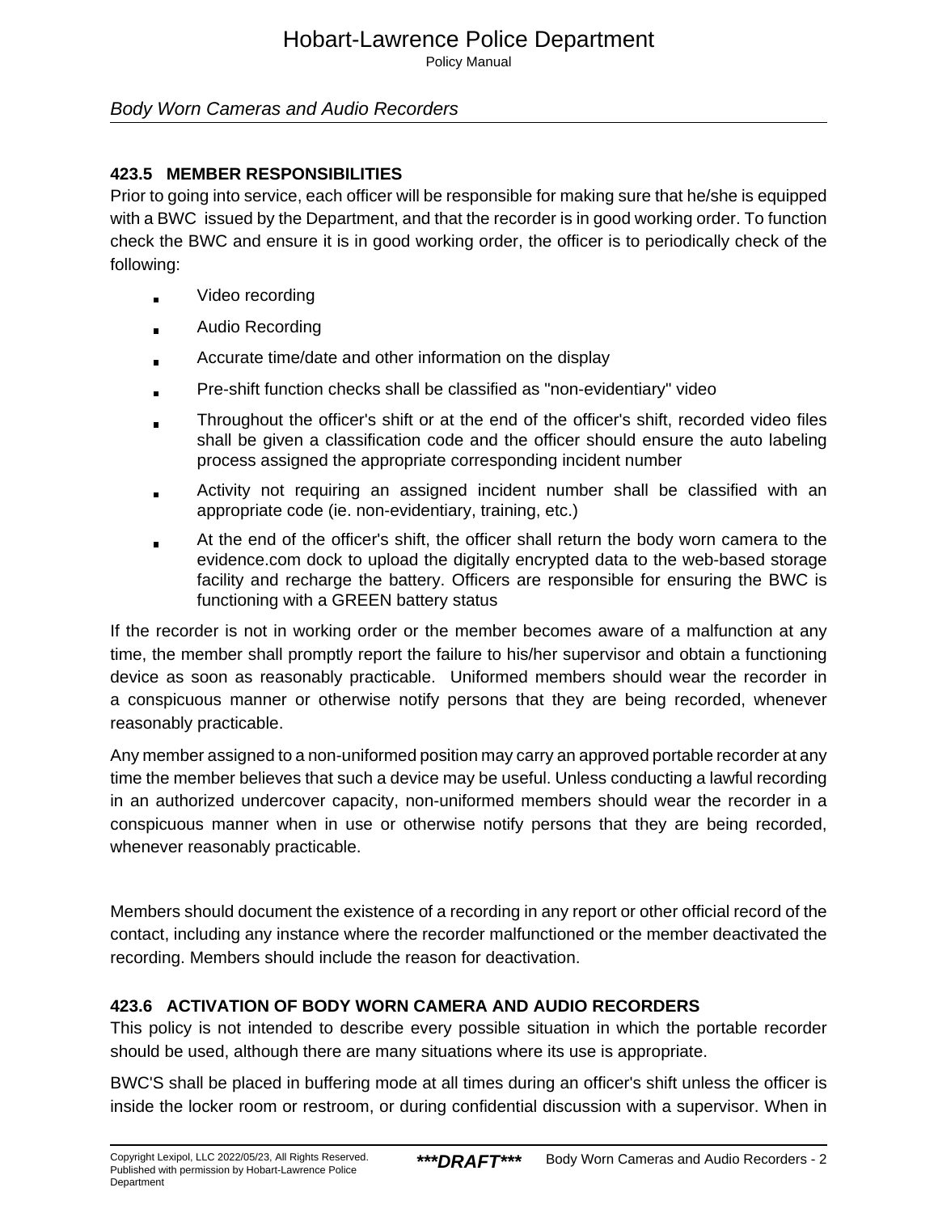### 423.5 MEMBER RESPONSIBILITIES

Prior to going into service, each officer will be responsible for making sure that he/she is equipped with a BWC issued by the Department, and that the recorder is in good working order. To function check the BWC and ensure it is in good working order, the officer is to periodically check of the following:

- Video recording
- Audio Recording
- Accurate time/date and other information on the display
- Pre-shift function checks shall be classified as "non-evidentiary" video
- Throughout the officer's shift or at the end of the officer's shift, recorded video files shall be given a classification code and the officer should ensure the auto labeling process assigned the appropriate corresponding incident number
- Activity not requiring an assigned incident number shall be classified with an appropriate code (ie. non-evidentiary, training, etc.)
- At the end of the officer's shift, the officer shall return the body worn camera to the evidence.com dock to upload the digitally encrypted data to the web-based storage facility and recharge the battery. Officers are responsible for ensuring the BWC is functioning with a GREEN battery status

If the recorder is not in working order or the member becomes aware of a malfunction at any time, the member shall promptly report the failure to his/her supervisor and obtain a functioning device as soon as reasonably practicable. Uniformed members should wear the recorder in a conspicuous manner or otherwise notify persons that they are being recorded, whenever reasonably practicable.

Any member assigned to a non-uniformed position may carry an approved portable recorder at any time the member believes that such a device may be useful. Unless conducting a lawful recording in an authorized undercover capacity, non-uniformed members should wear the recorder in a conspicuous manner when in use or otherwise notify persons that they are being recorded, whenever reasonably practicable.

Members should document the existence of a recording in any report or other official record of the contact, including any instance where the recorder malfunctioned or the member deactivated the recording. Members should include the reason for deactivation.

### 423.6 ACTIVATION OF BODY WORN CAMERA AND AUDIO RECORDERS

This policy is not intended to describe every possible situation in which the portable recorder should be used, although there are many situations where its use is appropriate.

BWC'S shall be placed in buffering mode at all times during an officer's shift unless the officer is inside the locker room or restroom, or during confidential discussion with a supervisor. When in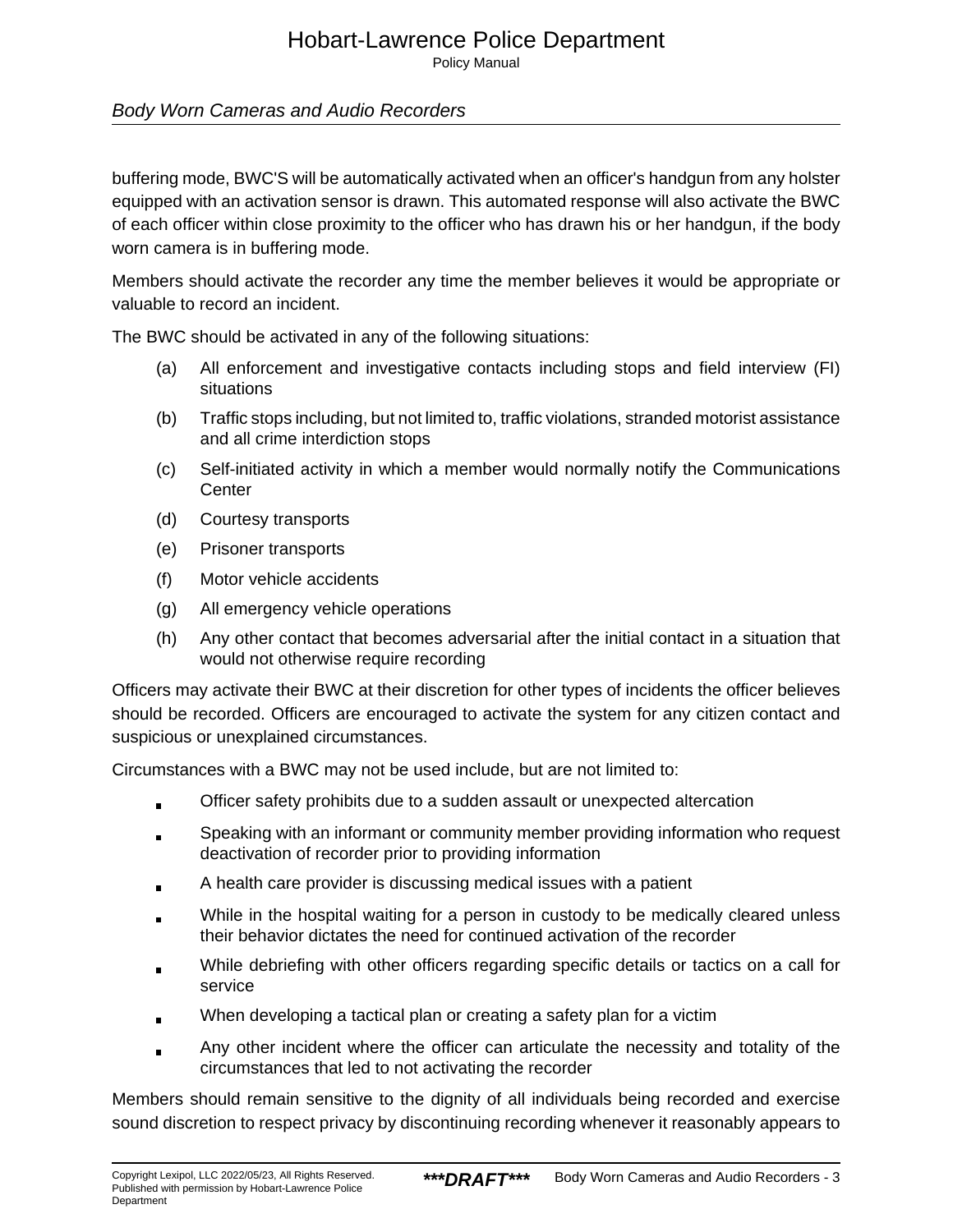buffering mode, BWC'S will be automatically activated when an officer's handgun from any holster equipped with an activation sensor is drawn. This automated response will also activate the BWC of each officer within close proximity to the officer who has drawn his or her handgun, if the body worn camera is in buffering mode.

Members should activate the recorder any time the member believes it would be appropriate or valuable to record an incident.

The BWC should be activated in any of the following situations:

(a) All enforcement and investigative contacts including stops and field interview (FI) situations

(b) Traffic stops including, but not limited to, traffic violations, stranded motorist assistance and all crime interdiction stops

(c) Self-initiated activity in which a member would normally notify the Communications Center

(d) Courtesy transports

(e) Prisoner transports

(f) Motor vehicle accidents

(g) All emergency vehicle operations

(h) Any other contact that becomes adversarial after the initial contact in a situation that would not otherwise require recording

Officers may activate their BWC at their discretion for other types of incidents the officer believes should be recorded. Officers are encouraged to activate the system for any citizen contact and suspicious or unexplained circumstances.

Circumstances with a BWC may not be used include, but are not limited to:

- Officer safety prohibits due to a sudden assault or unexpected altercation
- Speaking with an informant or community member providing information who request deactivation of recorder prior to providing information
- A health care provider is discussing medical issues with a patient
- While in the hospital waiting for a person in custody to be medically cleared unless their behavior dictates the need for continued activation of the recorder
- While debriefing with other officers regarding specific details or tactics on a call for service
- When developing a tactical plan or creating a safety plan for a victim
- Any other incident where the officer can articulate the necessity and totality of the circumstances that led to not activating the recorder

Members should remain sensitive to the dignity of all individuals being recorded and exercise sound discretion to respect privacy by discontinuing recording whenever it reasonably appears to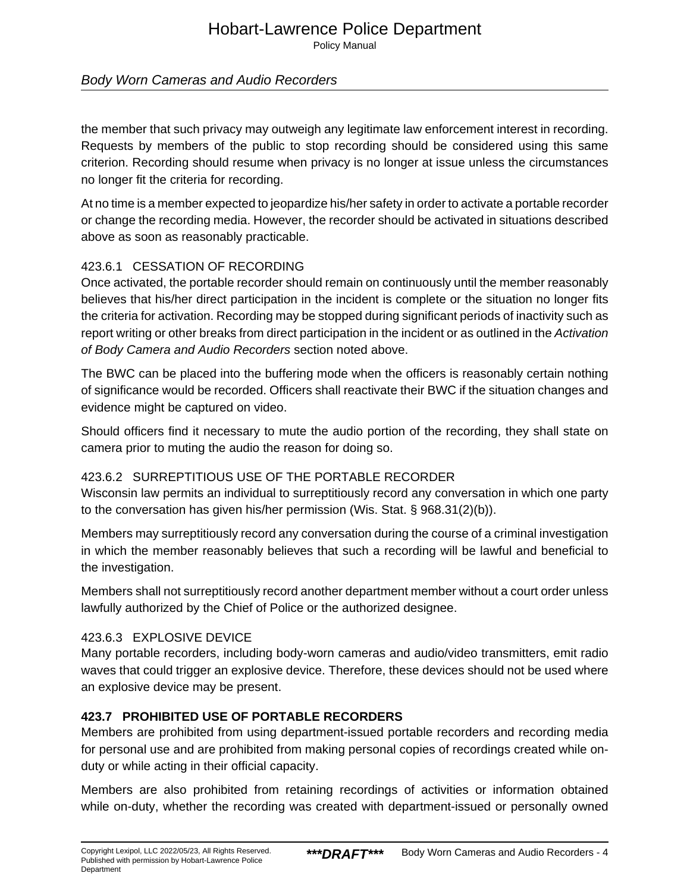the member that such privacy may outweigh any legitimate law enforcement interest in recording. Requests by members of the public to stop recording should be considered using this same criterion. Recording should resume when privacy is no longer at issue unless the circumstances no longer fit the criteria for recording.

At no time is a member expected to jeopardize his/her safety in order to activate a portable recorder or change the recording media. However, the recorder should be activated in situations described above as soon as reasonably practicable.

### 423.6.1 CESSATION OF RECORDING

Once activated, the portable recorder should remain on continuously until the member reasonably believes that his/her direct participation in the incident is complete or the situation no longer fits the criteria for activation. Recording may be stopped during significant periods of inactivity such as report writing or other breaks from direct participation in the incident or as outlined in the *Activation of Body Camera and Audio Recorders* section noted above.

The BWC can be placed into the buffering mode when the officers is reasonably certain nothing of significance would be recorded. Officers shall reactivate their BWC if the situation changes and evidence might be captured on video.

Should officers find it necessary to mute the audio portion of the recording, they shall state on camera prior to muting the audio the reason for doing so.

### 423.6.2 SURREPTITIOUS USE OF THE PORTABLE RECORDER

Wisconsin law permits an individual to surreptitiously record any conversation in which one party to the conversation has given his/her permission (Wis. Stat. § 968.31(2)(b)).

Members may surreptitiously record any conversation during the course of a criminal investigation in which the member reasonably believes that such a recording will be lawful and beneficial to the investigation.

Members shall not surreptitiously record another department member without a court order unless lawfully authorized by the Chief of Police or the authorized designee.

### 423.6.3 EXPLOSIVE DEVICE

Many portable recorders, including body-worn cameras and audio/video transmitters, emit radio waves that could trigger an explosive device. Therefore, these devices should not be used where an explosive device may be present.

## 423.7 PROHIBITED USE OF PORTABLE RECORDERS

Members are prohibited from using department-issued portable recorders and recording media for personal use and are prohibited from making personal copies of recordings created while on-duty or while acting in their official capacity.

Members are also prohibited from retaining recordings of activities or information obtained while on-duty, whether the recording was created with department-issued or personally owned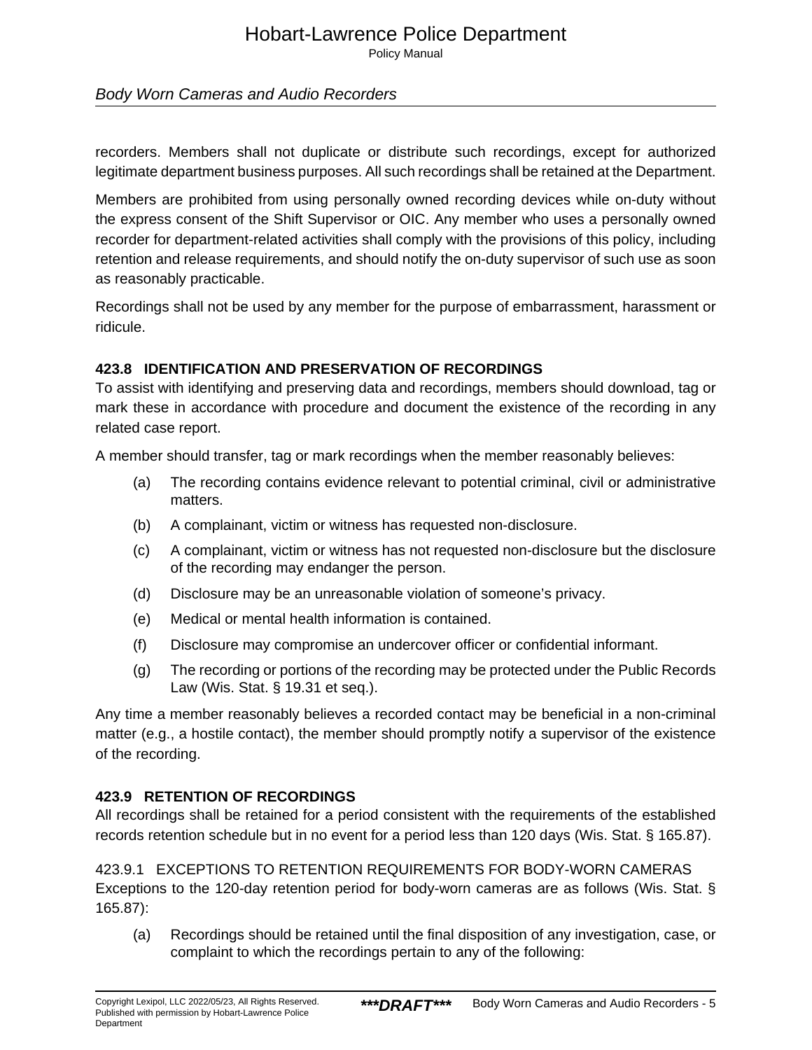recorders. Members shall not duplicate or distribute such recordings, except for authorized legitimate department business purposes. All such recordings shall be retained at the Department.

Members are prohibited from using personally owned recording devices while on-duty without the express consent of the Shift Supervisor or OIC. Any member who uses a personally owned recorder for department-related activities shall comply with the provisions of this policy, including retention and release requirements, and should notify the on-duty supervisor of such use as soon as reasonably practicable.

Recordings shall not be used by any member for the purpose of embarrassment, harassment or ridicule.

### 423.8 IDENTIFICATION AND PRESERVATION OF RECORDINGS

To assist with identifying and preserving data and recordings, members should download, tag or mark these in accordance with procedure and document the existence of the recording in any related case report.

A member should transfer, tag or mark recordings when the member reasonably believes:

(a) The recording contains evidence relevant to potential criminal, civil or administrative matters.

(b) A complainant, victim or witness has requested non-disclosure.

(c) A complainant, victim or witness has not requested non-disclosure but the disclosure of the recording may endanger the person.

(d) Disclosure may be an unreasonable violation of someone's privacy.

(e) Medical or mental health information is contained.

(f) Disclosure may compromise an undercover officer or confidential informant.

(g) The recording or portions of the recording may be protected under the Public Records Law (Wis. Stat. § 19.31 et seq.).

Any time a member reasonably believes a recorded contact may be beneficial in a non-criminal matter (e.g., a hostile contact), the member should promptly notify a supervisor of the existence of the recording.

### 423.9 RETENTION OF RECORDINGS

All recordings shall be retained for a period consistent with the requirements of the established records retention schedule but in no event for a period less than 120 days (Wis. Stat. § 165.87).

#### 423.9.1 EXCEPTIONS TO RETENTION REQUIREMENTS FOR BODY-WORN CAMERAS

Exceptions to the 120-day retention period for body-worn cameras are as follows (Wis. Stat. § 165.87):

(a) Recordings should be retained until the final disposition of any investigation, case, or complaint to which the recordings pertain to any of the following: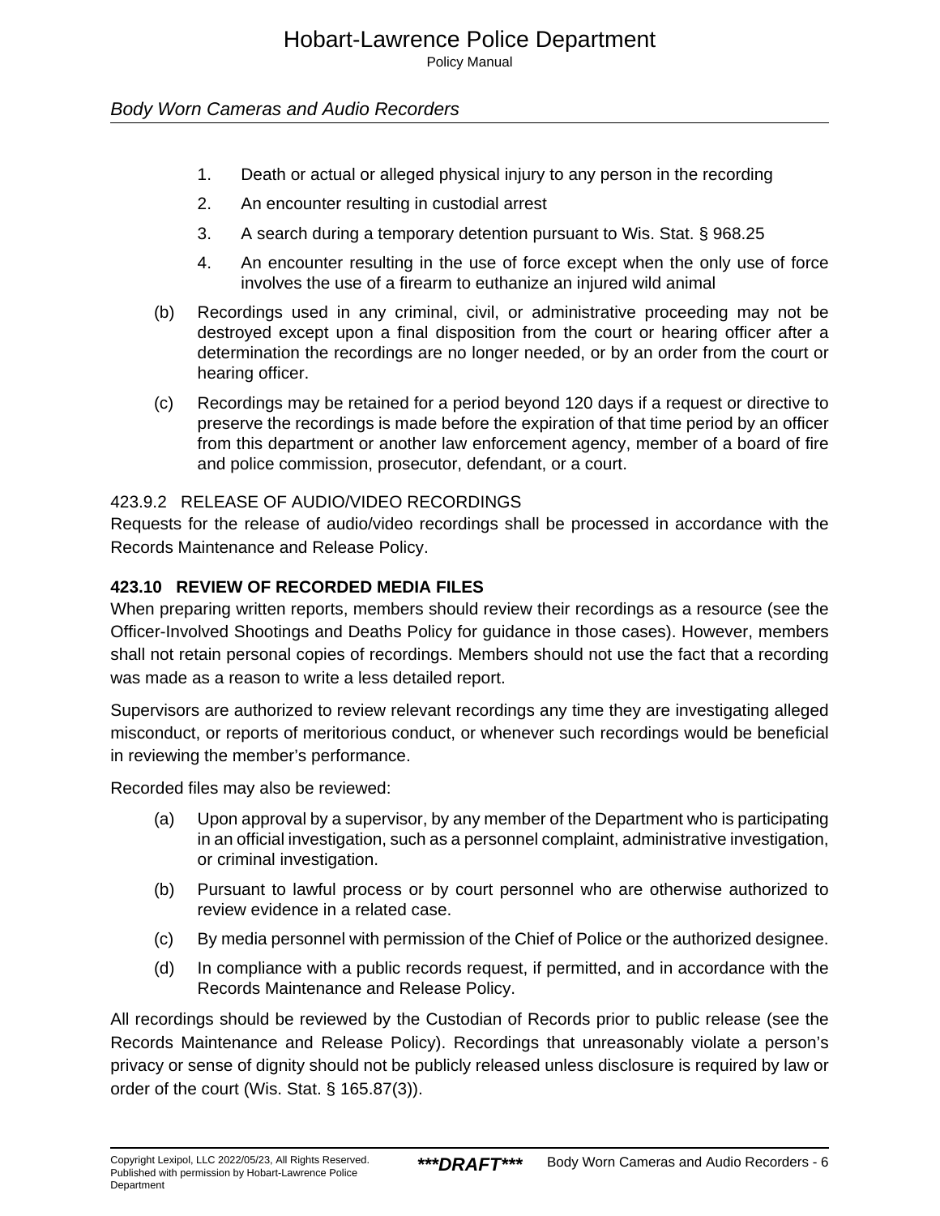1. Death or actual or alleged physical injury to any person in the recording
2. An encounter resulting in custodial arrest
3. A search during a temporary detention pursuant to Wis. Stat. § 968.25
4. An encounter resulting in the use of force except when the only use of force involves the use of a firearm to euthanize an injured wild animal

(b) Recordings used in any criminal, civil, or administrative proceeding may not be destroyed except upon a final disposition from the court or hearing officer after a determination the recordings are no longer needed, or by an order from the court or hearing officer.

(c) Recordings may be retained for a period beyond 120 days if a request or directive to preserve the recordings is made before the expiration of that time period by an officer from this department or another law enforcement agency, member of a board of fire and police commission, prosecutor, defendant, or a court.

### 423.9.2 RELEASE OF AUDIO/VIDEO RECORDINGS

Requests for the release of audio/video recordings shall be processed in accordance with the Records Maintenance and Release Policy.

## 423.10 REVIEW OF RECORDED MEDIA FILES

When preparing written reports, members should review their recordings as a resource (see the Officer-Involved Shootings and Deaths Policy for guidance in those cases). However, members shall not retain personal copies of recordings. Members should not use the fact that a recording was made as a reason to write a less detailed report.

Supervisors are authorized to review relevant recordings any time they are investigating alleged misconduct, or reports of meritorious conduct, or whenever such recordings would be beneficial in reviewing the member's performance.

Recorded files may also be reviewed:

(a) Upon approval by a supervisor, by any member of the Department who is participating in an official investigation, such as a personnel complaint, administrative investigation, or criminal investigation.

(b) Pursuant to lawful process or by court personnel who are otherwise authorized to review evidence in a related case.

(c) By media personnel with permission of the Chief of Police or the authorized designee.

(d) In compliance with a public records request, if permitted, and in accordance with the Records Maintenance and Release Policy.

All recordings should be reviewed by the Custodian of Records prior to public release (see the Records Maintenance and Release Policy). Recordings that unreasonably violate a person's privacy or sense of dignity should not be publicly released unless disclosure is required by law or order of the court (Wis. Stat. § 165.87(3)).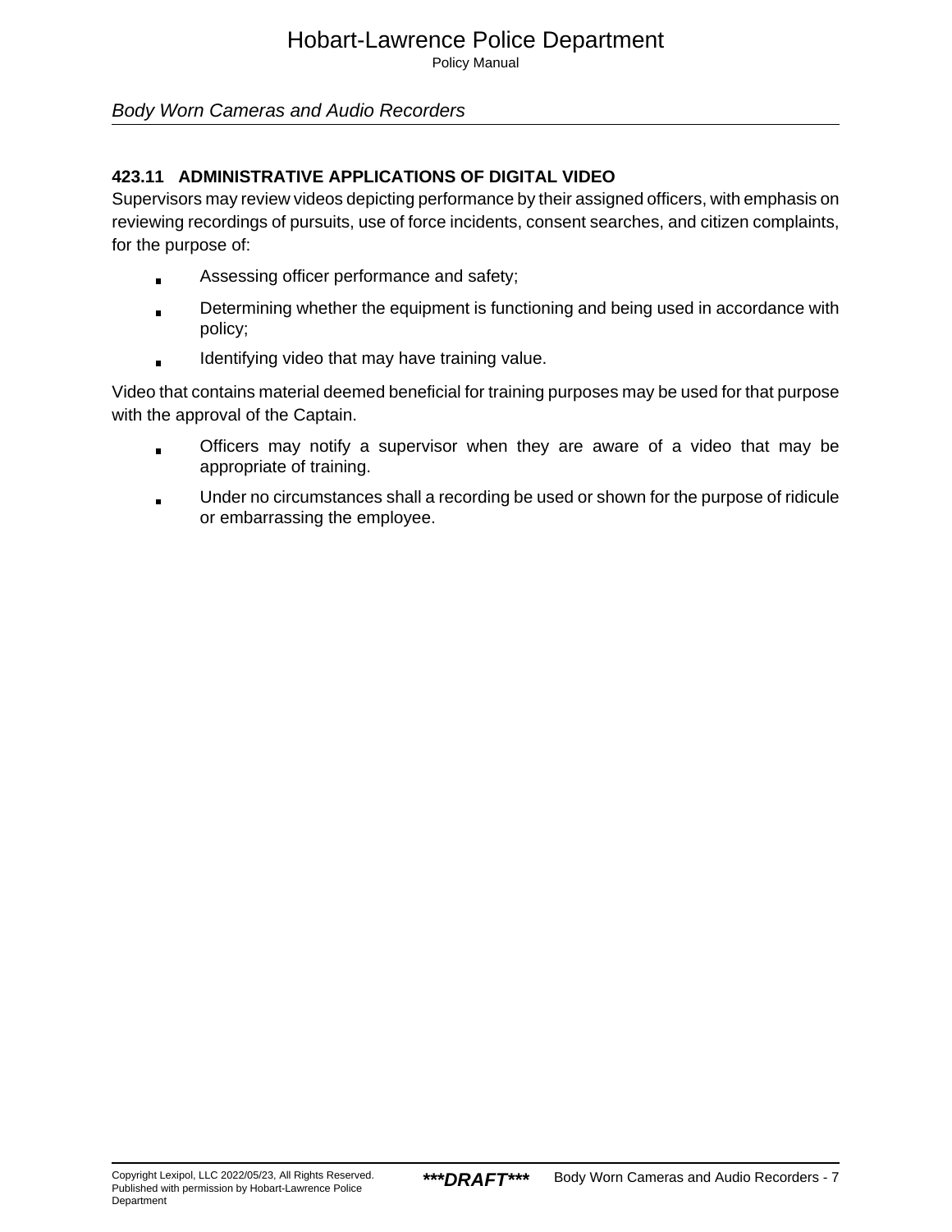### 423.11 ADMINISTRATIVE APPLICATIONS OF DIGITAL VIDEO

Supervisors may review videos depicting performance by their assigned officers, with emphasis on reviewing recordings of pursuits, use of force incidents, consent searches, and citizen complaints, for the purpose of:

- Assessing officer performance and safety;
- Determining whether the equipment is functioning and being used in accordance with policy;
- Identifying video that may have training value.

Video that contains material deemed beneficial for training purposes may be used for that purpose with the approval of the Captain.

- Officers may notify a supervisor when they are aware of a video that may be appropriate of training.
- Under no circumstances shall a recording be used or shown for the purpose of ridicule or embarrassing the employee.